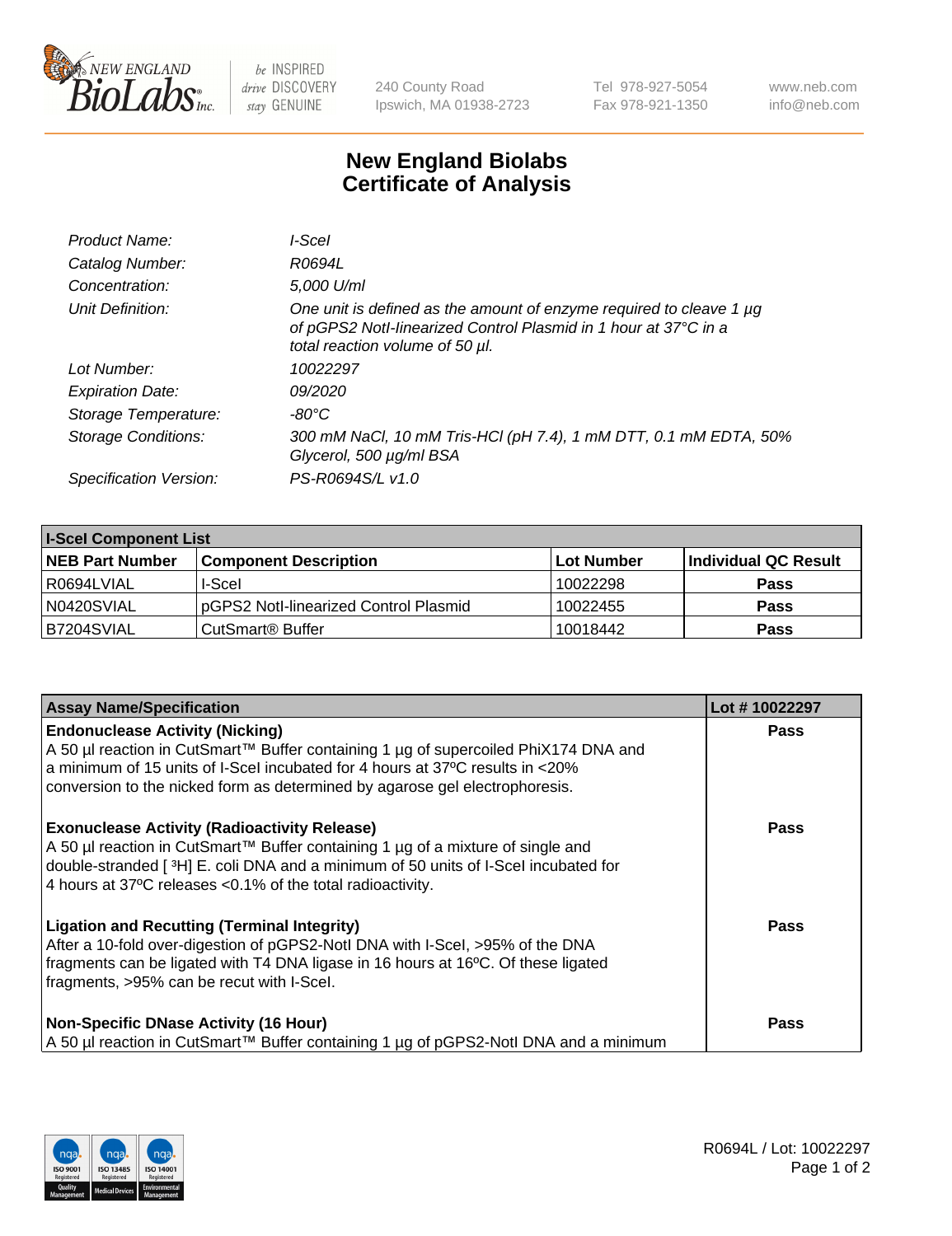# New England Biolabs Certificate of Analysis

| | |
|---|---|
| *Product Name:* | *I-SceI* |
| *Catalog Number:* | *R0694L* |
| *Concentration:* | *5,000 U/ml* |
| *Unit Definition:* | *One unit is defined as the amount of enzyme required to cleave 1 µg of pGPS2 NotI-linearized Control Plasmid in 1 hour at 37°C in a total reaction volume of 50 µl.* |
| *Lot Number:* | *10022297* |
| *Expiration Date:* | *09/2020* |
| *Storage Temperature:* | *-80°C* |
| *Storage Conditions:* | *300 mM NaCl, 10 mM Tris-HCl (pH 7.4), 1 mM DTT, 0.1 mM EDTA, 50% Glycerol, 500 µg/ml BSA* |
| *Specification Version:* | *PS-R0694S/L v1.0* |

**I-SceI Component List**

| NEB Part Number | Component Description | Lot Number | Individual QC Result |
|---|---|---|---|
| R0694LVIAL | I-SceI | 10022298 | Pass |
| N0420SVIAL | pGPS2 NotI-linearized Control Plasmid | 10022455 | Pass |
| B7204SVIAL | CutSmart® Buffer | 10018442 | Pass |

| Assay Name/Specification | Lot # 10022297 |
|---|---|
| **Endonuclease Activity (Nicking)** A 50 µl reaction in CutSmart™ Buffer containing 1 µg of supercoiled PhiX174 DNA and a minimum of 15 units of I-SceI incubated for 4 hours at 37ºC results in <20% conversion to the nicked form as determined by agarose gel electrophoresis. | Pass |
| **Exonuclease Activity (Radioactivity Release)** A 50 µl reaction in CutSmart™ Buffer containing 1 µg of a mixture of single and double-stranded [ $^3$H] E. coli DNA and a minimum of 50 units of I-SceI incubated for 4 hours at 37ºC releases <0.1% of the total radioactivity. | Pass |
| **Ligation and Recutting (Terminal Integrity)** After a 10-fold over-digestion of pGPS2-NotI DNA with I-SceI, >95% of the DNA fragments can be ligated with T4 DNA ligase in 16 hours at 16ºC. Of these ligated fragments, >95% can be recut with I-SceI. | Pass |
| **Non-Specific DNase Activity (16 Hour)** A 50 µl reaction in CutSmart™ Buffer containing 1 µg of pGPS2-NotI DNA and a minimum | Pass |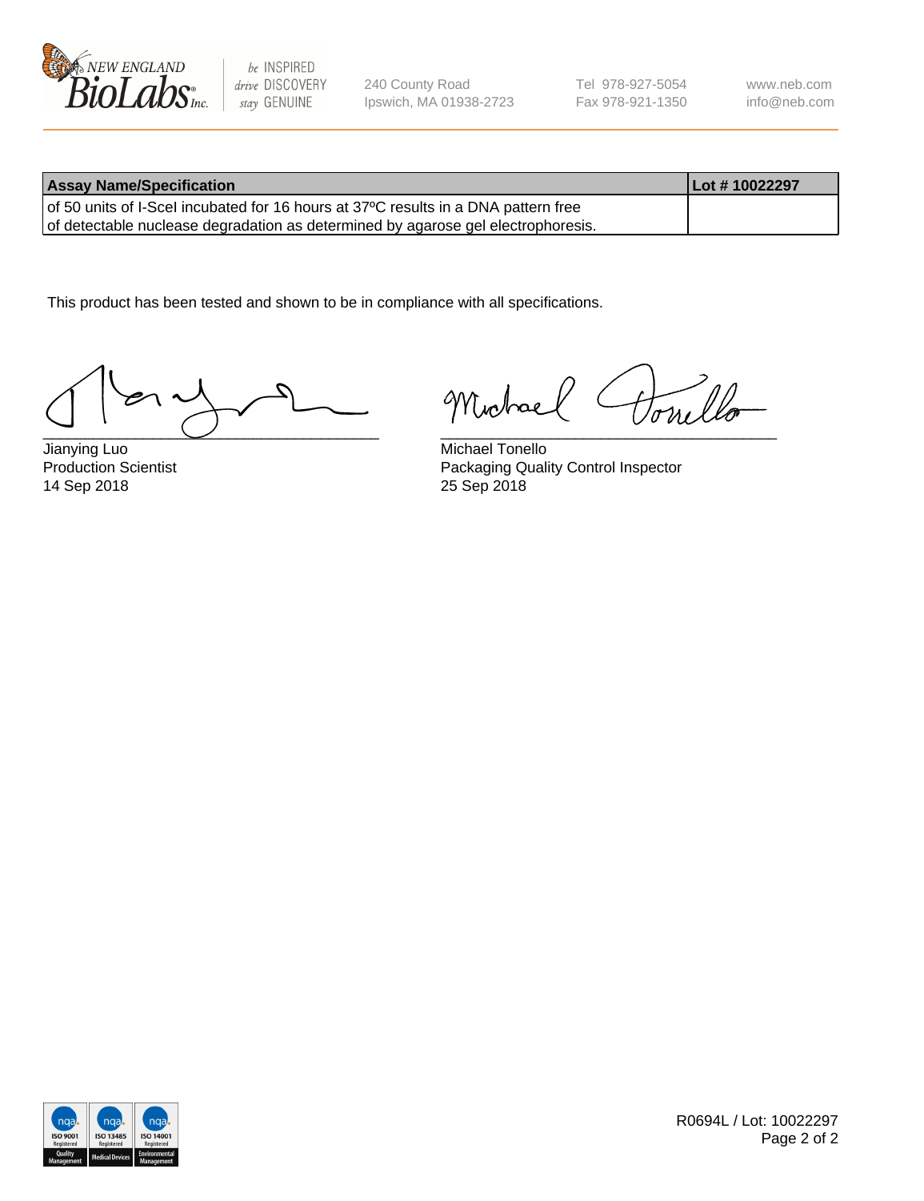| Assay Name/Specification | Lot # 10022297 |
|---|---|
| of 50 units of I-SceI incubated for 16 hours at 37ºC results in a DNA pattern free of detectable nuclease degradation as determined by agarose gel electrophoresis. | |

This product has been tested and shown to be in compliance with all specifications.

Jianying Luo
Production Scientist
14 Sep 2018

Michael Tonello
Packaging Quality Control Inspector
25 Sep 2018

R0694L / Lot: 10022297